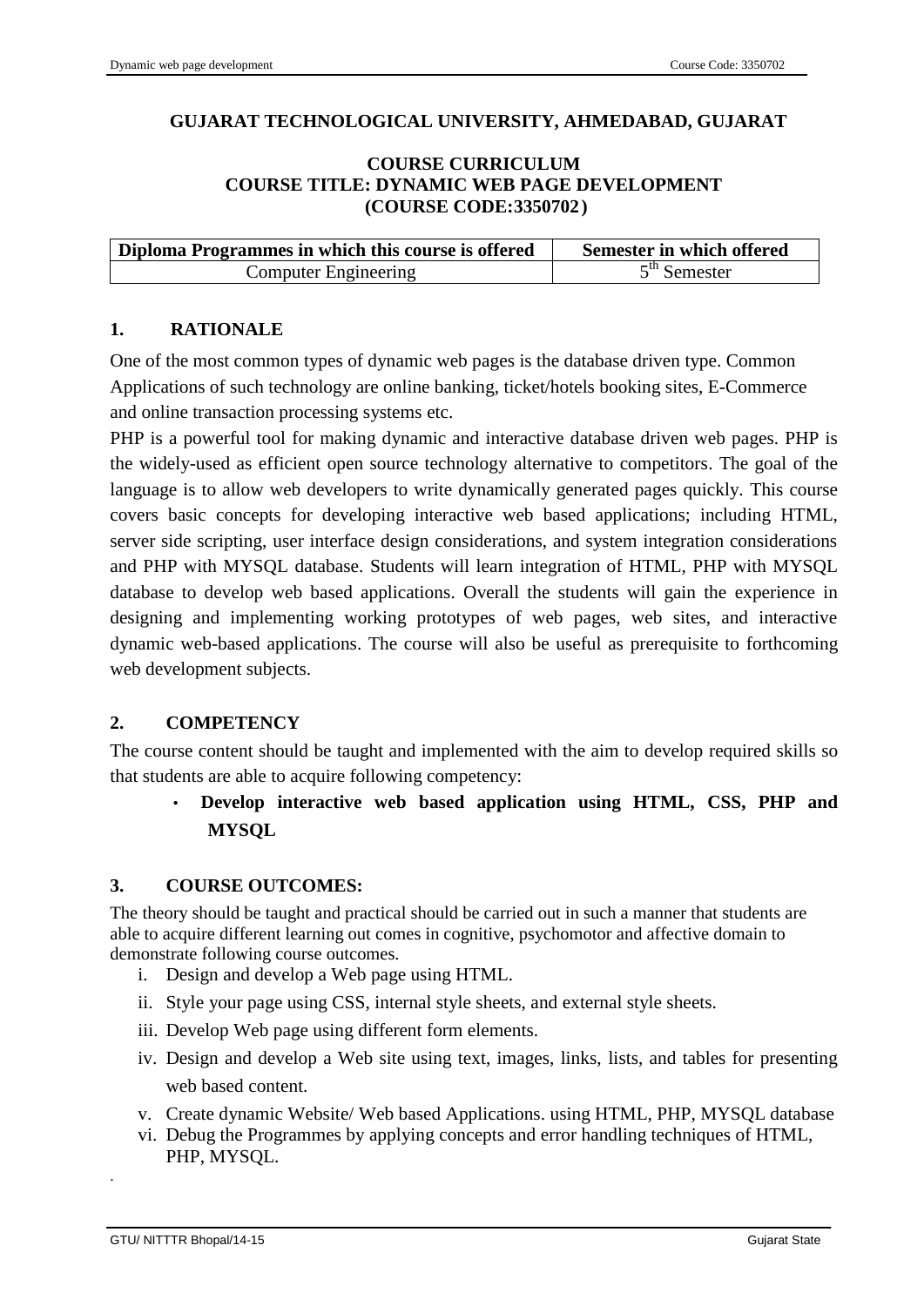# GUJARAT TECHNOLOGICAL UNIVERSITY, AHMEDABAD, GUJARAT

## COURSE CURRICULUM
## COURSE TITLE: DYNAMIC WEB PAGE DEVELOPMENT
## (COURSE CODE:3350702)

| Diploma Programmes in which this course is offered | Semester in which offered |
|---|---|
| Computer Engineering | 5th Semester |

## 1. RATIONALE

One of the most common types of dynamic web pages is the database driven type. Common Applications of such technology are online banking, ticket/hotels booking sites, E-Commerce and online transaction processing systems etc.

PHP is a powerful tool for making dynamic and interactive database driven web pages. PHP is the widely-used as efficient open source technology alternative to competitors. The goal of the language is to allow web developers to write dynamically generated pages quickly. This course covers basic concepts for developing interactive web based applications; including HTML, server side scripting, user interface design considerations, and system integration considerations and PHP with MYSQL database. Students will learn integration of HTML, PHP with MYSQL database to develop web based applications. Overall the students will gain the experience in designing and implementing working prototypes of web pages, web sites, and interactive dynamic web-based applications. The course will also be useful as prerequisite to forthcoming web development subjects.

## 2. COMPETENCY

The course content should be taught and implemented with the aim to develop required skills so that students are able to acquire following competency:

- **Develop interactive web based application using HTML, CSS, PHP and MYSQL**

## 3. COURSE OUTCOMES:

The theory should be taught and practical should be carried out in such a manner that students are able to acquire different learning out comes in cognitive, psychomotor and affective domain to demonstrate following course outcomes.

i. Design and develop a Web page using HTML.

ii. Style your page using CSS, internal style sheets, and external style sheets.

iii. Develop Web page using different form elements.

iv. Design and develop a Web site using text, images, links, lists, and tables for presenting web based content.

v. Create dynamic Website/ Web based Applications. using HTML, PHP, MYSQL database

vi. Debug the Programmes by applying concepts and error handling techniques of HTML, PHP, MYSQL.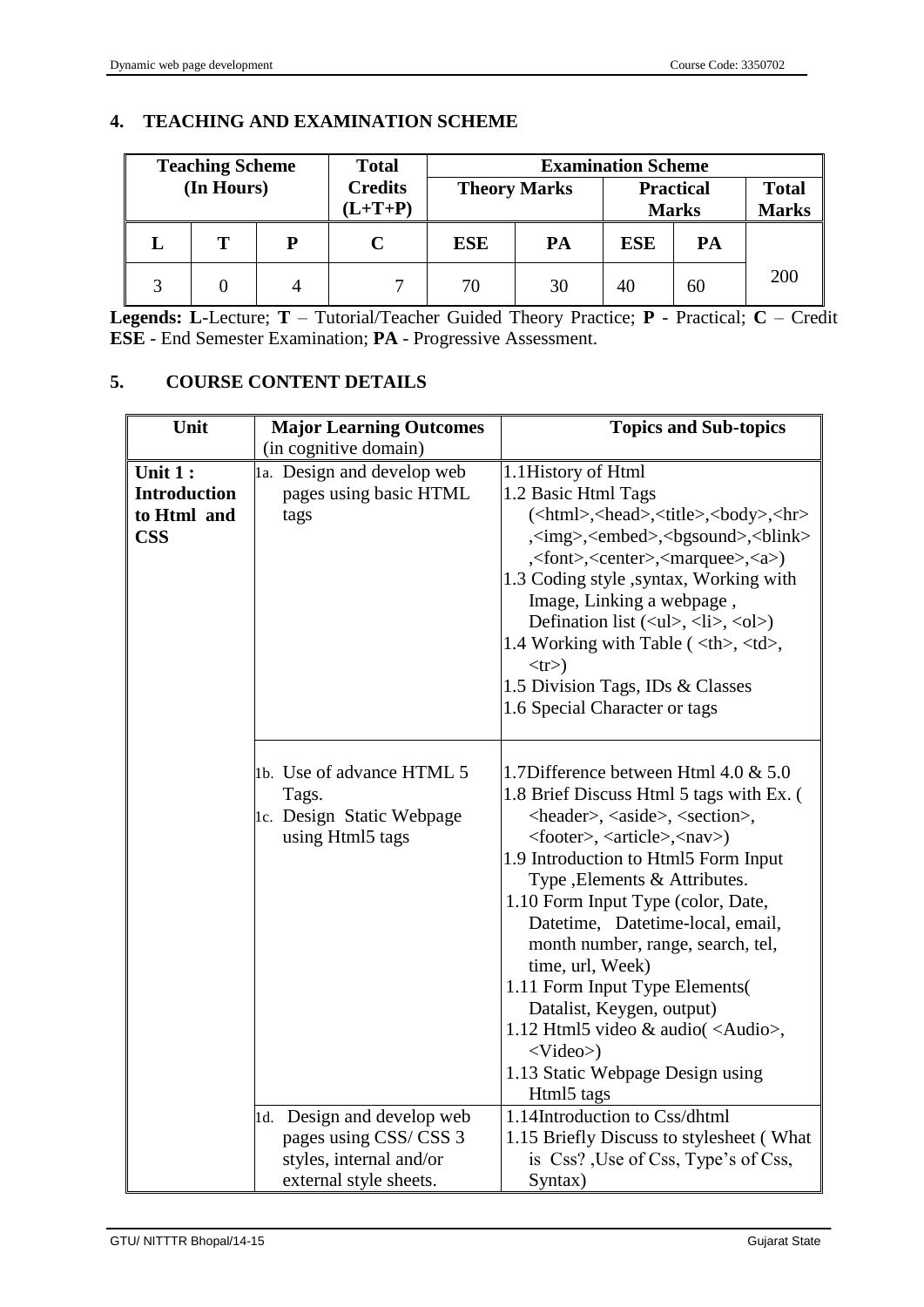## 4. TEACHING AND EXAMINATION SCHEME

| Teaching Scheme (In Hours) | | | Total Credits (L+T+P) | Examination Scheme | | | | |
|---|---|---|---|---|---|---|---|---|
| | | | | Theory Marks | | Practical Marks | | Total Marks |
| L | T | P | C | ESE | PA | ESE | PA | |
| 3 | 0 | 4 | 7 | 70 | 30 | 40 | 60 | 200 |

**Legends: L**-Lecture; **T** – Tutorial/Teacher Guided Theory Practice; **P** - Practical; **C** – Credit **ESE** - End Semester Examination; **PA** - Progressive Assessment.

## 5. COURSE CONTENT DETAILS

| Unit | Major Learning Outcomes (in cognitive domain) | Topics and Sub-topics |
|---|---|---|
| **Unit 1 : Introduction to Html and CSS** | 1a. Design and develop web pages using basic HTML tags | 1.1History of Html<br>1.2 Basic Html Tags (<html>,<head>,<title>,<body>,<hr>,<img>,<embed>,<bgsound>,<blink>,<font>,<center>,<marquee>,<a>)<br>1.3 Coding style ,syntax, Working with Image, Linking a webpage , Defination list (<ul>, <li>, <ol>)<br>1.4 Working with Table ( <th>, <td>, <tr>)<br>1.5 Division Tags, IDs & Classes<br>1.6 Special Character or tags |
| | 1b. Use of advance HTML 5 Tags.<br>1c. Design Static Webpage using Html5 tags | 1.7Difference between Html 4.0 & 5.0<br>1.8 Brief Discuss Html 5 tags with Ex. ( <header>, <aside>, <section>, <footer>, <article>,<nav>)<br>1.9 Introduction to Html5 Form Input Type ,Elements & Attributes.<br>1.10 Form Input Type (color, Date, Datetime, Datetime-local, email, month number, range, search, tel, time, url, Week)<br>1.11 Form Input Type Elements( Datalist, Keygen, output)<br>1.12 Html5 video & audio( <Audio>, <Video>)<br>1.13 Static Webpage Design using Html5 tags |
| | 1d. Design and develop web pages using CSS/ CSS 3 styles, internal and/or external style sheets. | 1.14Introduction to Css/dhtml<br>1.15 Briefly Discuss to stylesheet ( What is Css? ,Use of Css, Type's of Css, Syntax) |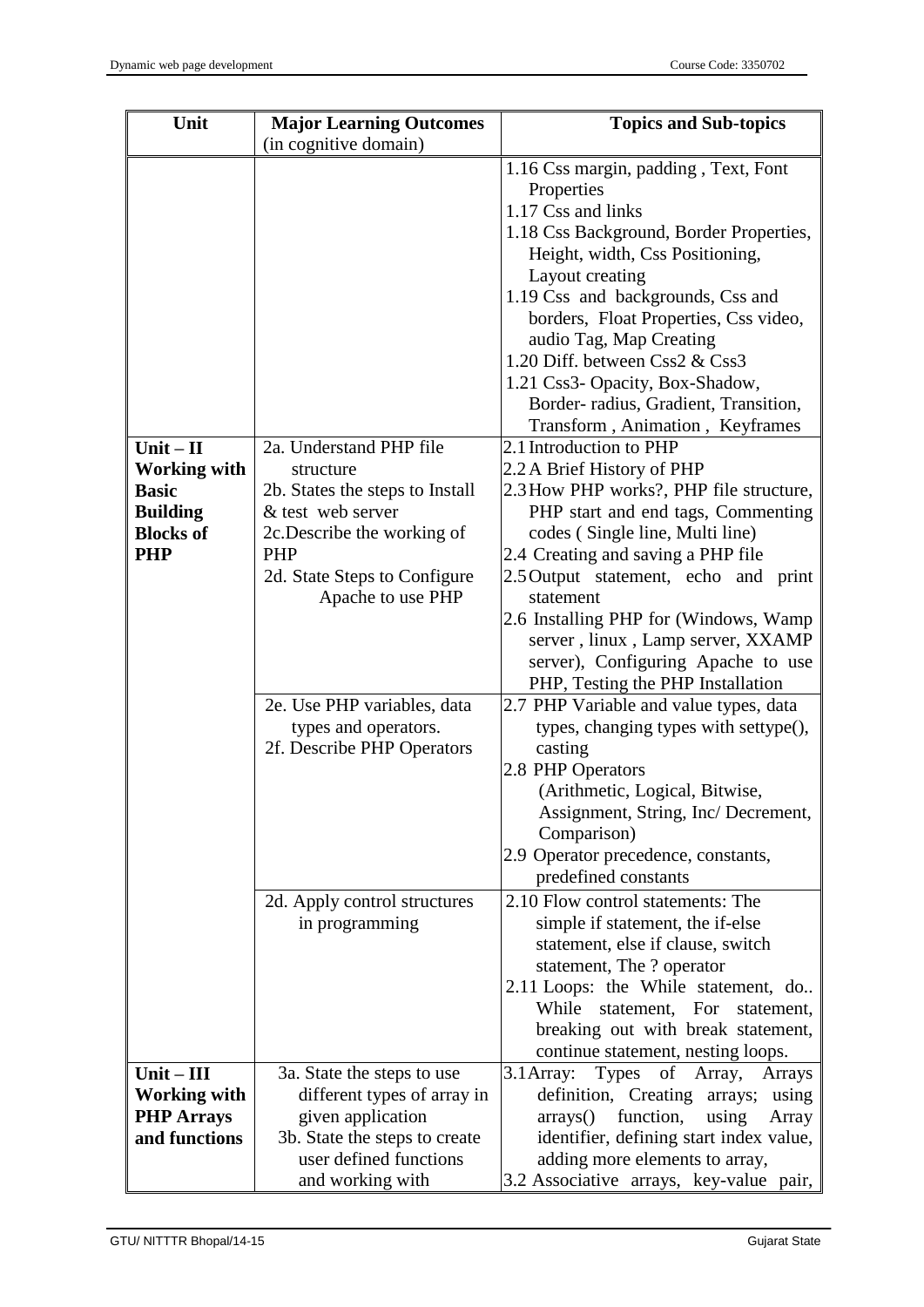| Unit | Major Learning Outcomes (in cognitive domain) | Topics and Sub-topics |
|---|---|---|
| | | 1.16 Css margin, padding , Text, Font Properties<br>1.17 Css and links<br>1.18 Css Background, Border Properties, Height, width, Css Positioning, Layout creating<br>1.19 Css and backgrounds, Css and borders, Float Properties, Css video, audio Tag, Map Creating<br>1.20 Diff. between Css2 & Css3<br>1.21 Css3- Opacity, Box-Shadow, Border- radius, Gradient, Transition, Transform , Animation , Keyframes |
| **Unit – II Working with Basic Building Blocks of PHP** | 2a. Understand PHP file structure<br>2b. States the steps to Install & test web server<br>2c.Describe the working of PHP<br>2d. State Steps to Configure Apache to use PHP | 2.1 Introduction to PHP<br>2.2 A Brief History of PHP<br>2.3 How PHP works?, PHP file structure, PHP start and end tags, Commenting codes ( Single line, Multi line)<br>2.4 Creating and saving a PHP file<br>2.5 Output statement, echo and print statement<br>2.6 Installing PHP for (Windows, Wamp server , linux , Lamp server, XXAMP server), Configuring Apache to use PHP, Testing the PHP Installation |
| | 2e. Use PHP variables, data types and operators.<br>2f. Describe PHP Operators | 2.7 PHP Variable and value types, data types, changing types with settype(), casting<br>2.8 PHP Operators (Arithmetic, Logical, Bitwise, Assignment, String, Inc/ Decrement, Comparison)<br>2.9 Operator precedence, constants, predefined constants |
| | 2d. Apply control structures in programming | 2.10 Flow control statements: The simple if statement, the if-else statement, else if clause, switch statement, The ? operator<br>2.11 Loops: the While statement, do.. While statement, For statement, breaking out with break statement, continue statement, nesting loops. |
| **Unit – III Working with PHP Arrays and functions** | 3a. State the steps to use different types of array in given application<br>3b. State the steps to create user defined functions and working with | 3.1 Array: Types of Array, Arrays definition, Creating arrays; using arrays() function, using Array identifier, defining start index value, adding more elements to array,<br>3.2 Associative arrays, key-value pair, |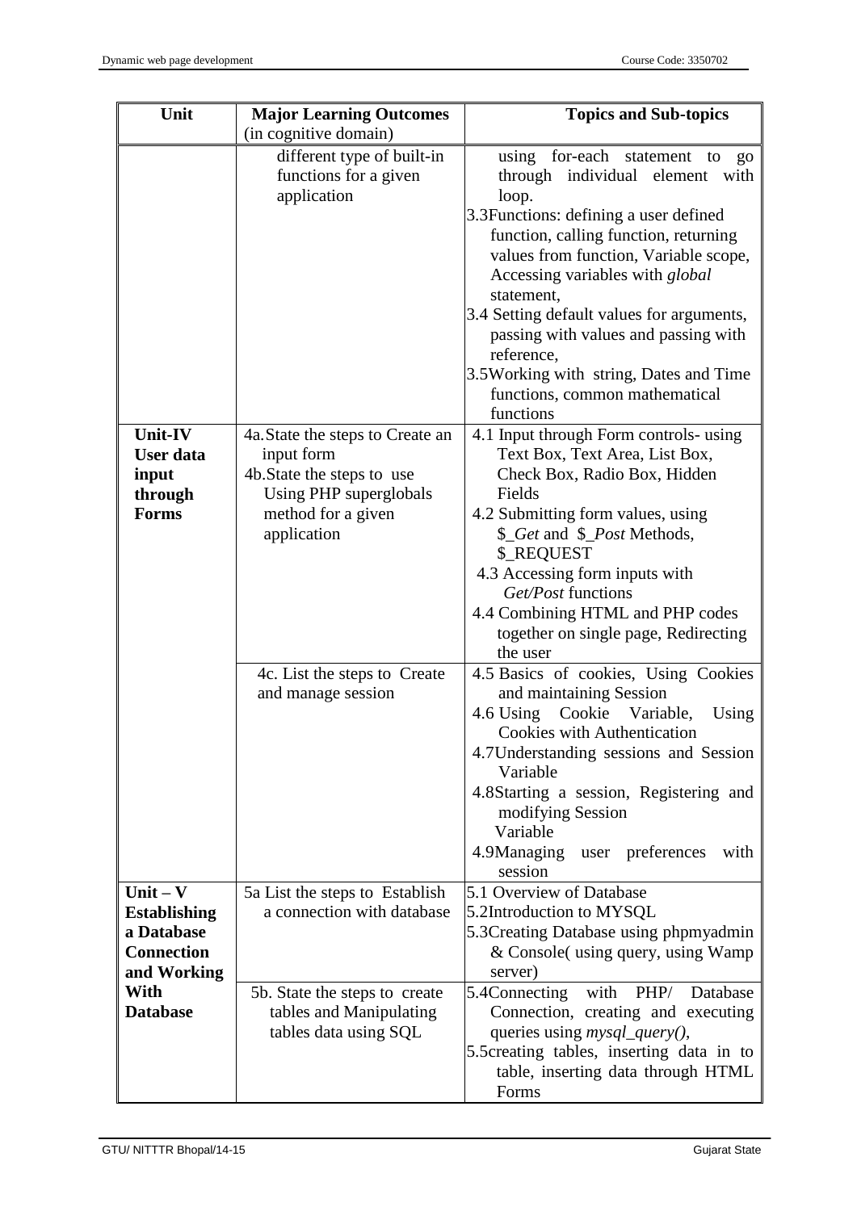| Unit | Major Learning Outcomes (in cognitive domain) | Topics and Sub-topics |
|---|---|---|
| | different type of built-in functions for a given application | using for-each statement to go through individual element with loop.<br>3.3Functions: defining a user defined function, calling function, returning values from function, Variable scope, Accessing variables with *global* statement,<br>3.4 Setting default values for arguments, passing with values and passing with reference,<br>3.5Working with string, Dates and Time functions, common mathematical functions |
| **Unit-IV User data input through Forms** | 4a.State the steps to Create an input form<br>4b.State the steps to use Using PHP superglobals method for a given application | 4.1 Input through Form controls- using Text Box, Text Area, List Box, Check Box, Radio Box, Hidden Fields<br>4.2 Submitting form values, using $_*Get* and $_*Post* Methods, $_REQUEST<br>4.3 Accessing form inputs with *Get/Post* functions<br>4.4 Combining HTML and PHP codes together on single page, Redirecting the user |
| | 4c. List the steps to Create and manage session | 4.5 Basics of cookies, Using Cookies and maintaining Session<br>4.6 Using Cookie Variable, Using Cookies with Authentication<br>4.7Understanding sessions and Session Variable<br>4.8Starting a session, Registering and modifying Session Variable<br>4.9Managing user preferences with session |
| **Unit – V Establishing a Database Connection and Working With Database** | 5a List the steps to Establish a connection with database | 5.1 Overview of Database<br>5.2Introduction to MYSQL<br>5.3Creating Database using phpmyadmin & Console( using query, using Wamp server) |
| | 5b. State the steps to create tables and Manipulating tables data using SQL | 5.4Connecting with PHP/ Database Connection, creating and executing queries using *mysql_query()*,<br>5.5creating tables, inserting data in to table, inserting data through HTML Forms |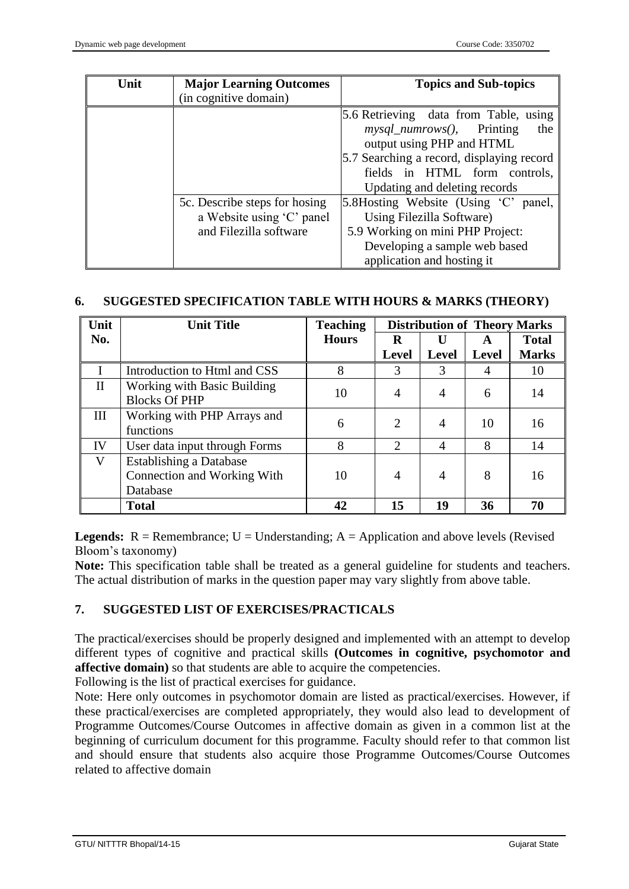| Unit | Major Learning Outcomes (in cognitive domain) | Topics and Sub-topics |
|---|---|---|
| | | 5.6 Retrieving data from Table, using *mysql_numrows()*, Printing the output using PHP and HTML<br>5.7 Searching a record, displaying record fields in HTML form controls, Updating and deleting records |
| | 5c. Describe steps for hosing a Website using 'C' panel and Filezilla software | 5.8Hosting Website (Using 'C' panel, Using Filezilla Software)<br>5.9 Working on mini PHP Project: Developing a sample web based application and hosting it |

## 6. SUGGESTED SPECIFICATION TABLE WITH HOURS & MARKS (THEORY)

| Unit No. | Unit Title | Teaching Hours | Distribution of Theory Marks | | | |
|---|---|---|---|---|---|---|
| | | | R Level | U Level | A Level | Total Marks |
| I | Introduction to Html and CSS | 8 | 3 | 3 | 4 | 10 |
| II | Working with Basic Building Blocks Of PHP | 10 | 4 | 4 | 6 | 14 |
| III | Working with PHP Arrays and functions | 6 | 2 | 4 | 10 | 16 |
| IV | User data input through Forms | 8 | 2 | 4 | 8 | 14 |
| V | Establishing a Database Connection and Working With Database | 10 | 4 | 4 | 8 | 16 |
| | **Total** | **42** | **15** | **19** | **36** | **70** |

**Legends:** R = Remembrance; U = Understanding; A = Application and above levels (Revised Bloom's taxonomy)

**Note:** This specification table shall be treated as a general guideline for students and teachers. The actual distribution of marks in the question paper may vary slightly from above table.

## 7. SUGGESTED LIST OF EXERCISES/PRACTICALS

The practical/exercises should be properly designed and implemented with an attempt to develop different types of cognitive and practical skills **(Outcomes in cognitive, psychomotor and affective domain)** so that students are able to acquire the competencies.

Following is the list of practical exercises for guidance.

Note: Here only outcomes in psychomotor domain are listed as practical/exercises. However, if these practical/exercises are completed appropriately, they would also lead to development of Programme Outcomes/Course Outcomes in affective domain as given in a common list at the beginning of curriculum document for this programme. Faculty should refer to that common list and should ensure that students also acquire those Programme Outcomes/Course Outcomes related to affective domain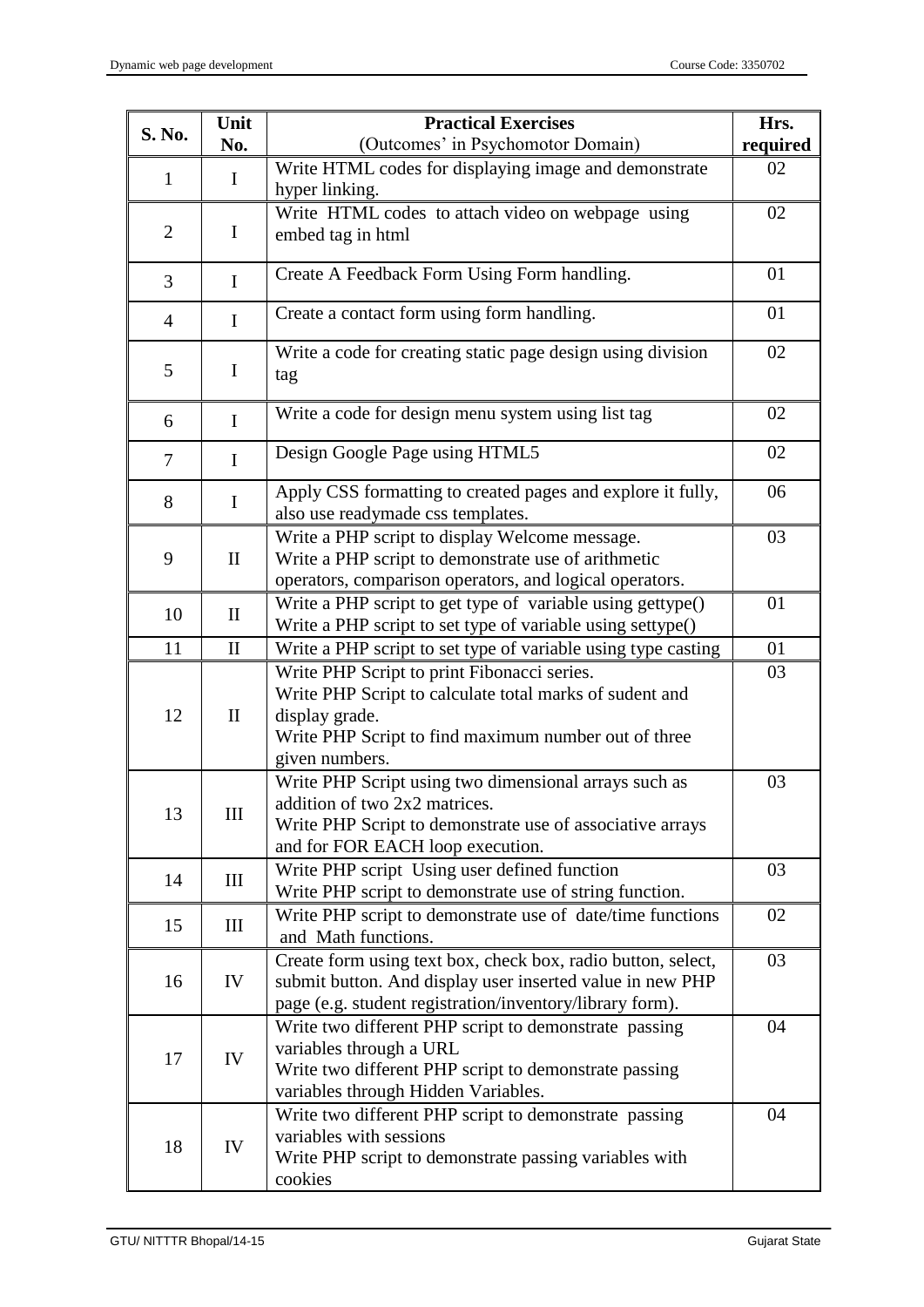| S. No. | Unit No. | Practical Exercises (Outcomes' in Psychomotor Domain) | Hrs. required |
|---|---|---|---|
| 1 | I | Write HTML codes for displaying image and demonstrate hyper linking. | 02 |
| 2 | I | Write HTML codes to attach video on webpage using embed tag in html | 02 |
| 3 | I | Create A Feedback Form Using Form handling. | 01 |
| 4 | I | Create a contact form using form handling. | 01 |
| 5 | I | Write a code for creating static page design using division tag | 02 |
| 6 | I | Write a code for design menu system using list tag | 02 |
| 7 | I | Design Google Page using HTML5 | 02 |
| 8 | I | Apply CSS formatting to created pages and explore it fully, also use readymade css templates. | 06 |
| 9 | II | Write a PHP script to display Welcome message.<br>Write a PHP script to demonstrate use of arithmetic operators, comparison operators, and logical operators. | 03 |
| 10 | II | Write a PHP script to get type of variable using gettype()<br>Write a PHP script to set type of variable using settype() | 01 |
| 11 | II | Write a PHP script to set type of variable using type casting | 01 |
| 12 | II | Write PHP Script to print Fibonacci series.<br>Write PHP Script to calculate total marks of sudent and display grade.<br>Write PHP Script to find maximum number out of three given numbers. | 03 |
| 13 | III | Write PHP Script using two dimensional arrays such as addition of two 2x2 matrices.<br>Write PHP Script to demonstrate use of associative arrays and for FOR EACH loop execution. | 03 |
| 14 | III | Write PHP script Using user defined function<br>Write PHP script to demonstrate use of string function. | 03 |
| 15 | III | Write PHP script to demonstrate use of date/time functions and Math functions. | 02 |
| 16 | IV | Create form using text box, check box, radio button, select, submit button. And display user inserted value in new PHP page (e.g. student registration/inventory/library form). | 03 |
| 17 | IV | Write two different PHP script to demonstrate passing variables through a URL<br>Write two different PHP script to demonstrate passing variables through Hidden Variables. | 04 |
| 18 | IV | Write two different PHP script to demonstrate passing variables with sessions<br>Write PHP script to demonstrate passing variables with cookies | 04 |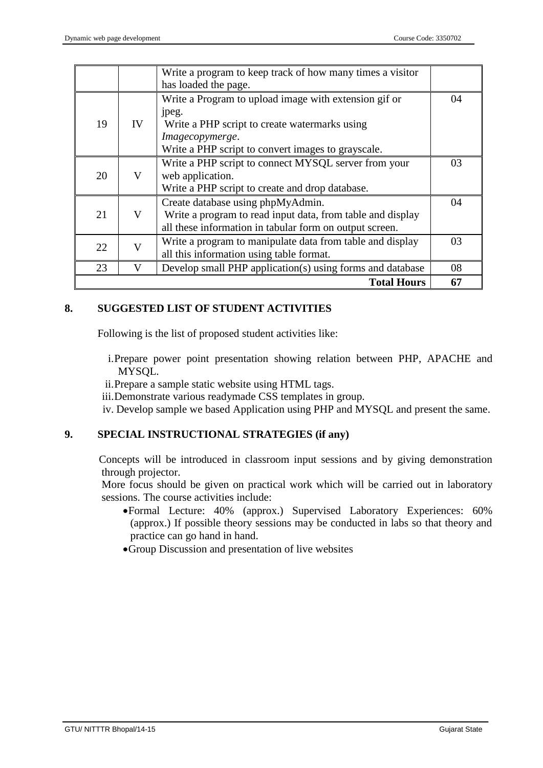| | | | |
|---|---|---|---|
| | | Write a program to keep track of how many times a visitor has loaded the page. | |
| 19 | IV | Write a Program to upload image with extension gif or jpeg.<br>Write a PHP script to create watermarks using *Imagecopymerge*.<br>Write a PHP script to convert images to grayscale. | 04 |
| 20 | V | Write a PHP script to connect MYSQL server from your web application.<br>Write a PHP script to create and drop database. | 03 |
| 21 | V | Create database using phpMyAdmin.<br>Write a program to read input data, from table and display all these information in tabular form on output screen. | 04 |
| 22 | V | Write a program to manipulate data from table and display all this information using table format. | 03 |
| 23 | V | Develop small PHP application(s) using forms and database | 08 |
| | | **Total Hours** | **67** |

## 8. SUGGESTED LIST OF STUDENT ACTIVITIES

Following is the list of proposed student activities like:

i. Prepare power point presentation showing relation between PHP, APACHE and MYSQL.
ii. Prepare a sample static website using HTML tags.
iii. Demonstrate various readymade CSS templates in group.
iv. Develop sample we based Application using PHP and MYSQL and present the same.

## 9. SPECIAL INSTRUCTIONAL STRATEGIES (if any)

Concepts will be introduced in classroom input sessions and by giving demonstration through projector.

More focus should be given on practical work which will be carried out in laboratory sessions. The course activities include:

- Formal Lecture: 40% (approx.) Supervised Laboratory Experiences: 60% (approx.) If possible theory sessions may be conducted in labs so that theory and practice can go hand in hand.
- Group Discussion and presentation of live websites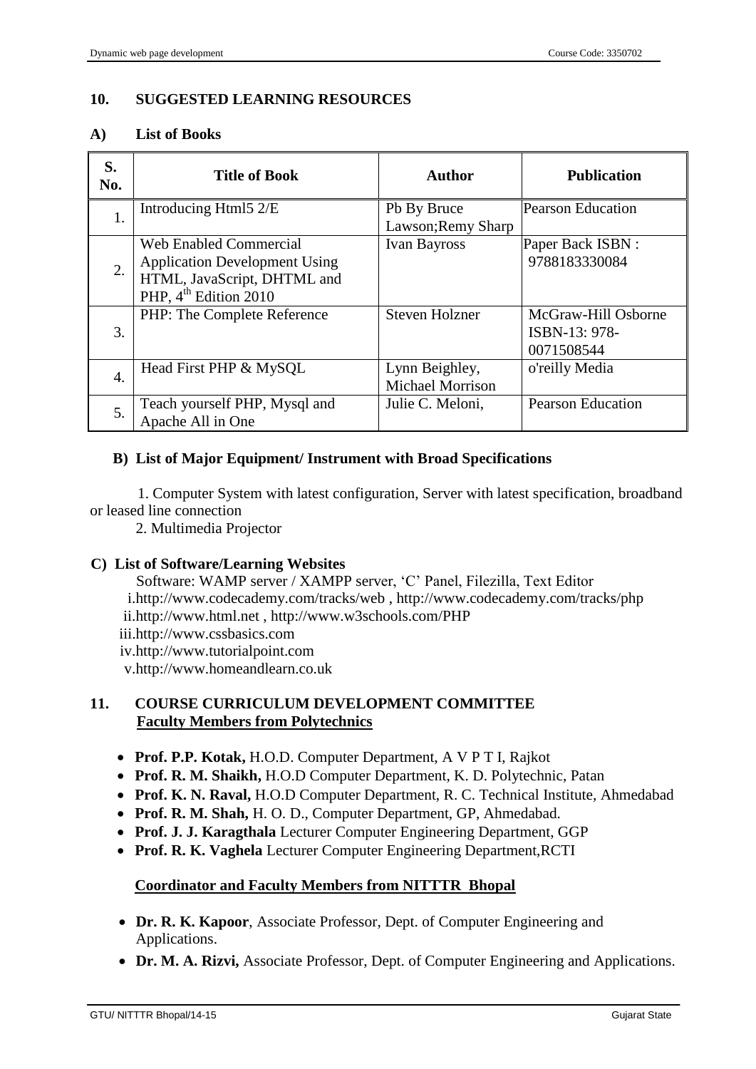## 10. SUGGESTED LEARNING RESOURCES

### A) List of Books

| S. No. | Title of Book | Author | Publication |
|---|---|---|---|
| 1. | Introducing Html5 2/E | Pb By Bruce Lawson;Remy Sharp | Pearson Education |
| 2. | Web Enabled Commercial Application Development Using HTML, JavaScript, DHTML and PHP, 4th Edition 2010 | Ivan Bayross | Paper Back ISBN : 9788183330084 |
| 3. | PHP: The Complete Reference | Steven Holzner | McGraw-Hill Osborne ISBN-13: 978-0071508544 |
| 4. | Head First PHP & MySQL | Lynn Beighley, Michael Morrison | o'reilly Media |
| 5. | Teach yourself PHP, Mysql and Apache All in One | Julie C. Meloni, | Pearson Education |

### B) List of Major Equipment/ Instrument with Broad Specifications

1. Computer System with latest configuration, Server with latest specification, broadband or leased line connection
2. Multimedia Projector

### C) List of Software/Learning Websites

Software: WAMP server / XAMPP server, 'C' Panel, Filezilla, Text Editor

i. http://www.codecademy.com/tracks/web , http://www.codecademy.com/tracks/php
ii. http://www.html.net , http://www.w3schools.com/PHP
iii. http://www.cssbasics.com
iv. http://www.tutorialpoint.com
v. http://www.homeandlearn.co.uk

## 11. COURSE CURRICULUM DEVELOPMENT COMMITTEE

**Faculty Members from Polytechnics**

- **Prof. P.P. Kotak,** H.O.D. Computer Department, A V P T I, Rajkot
- **Prof. R. M. Shaikh,** H.O.D Computer Department, K. D. Polytechnic, Patan
- **Prof. K. N. Raval,** H.O.D Computer Department, R. C. Technical Institute, Ahmedabad
- **Prof. R. M. Shah,** H. O. D., Computer Department, GP, Ahmedabad.
- **Prof. J. J. Karagthala** Lecturer Computer Engineering Department, GGP
- **Prof. R. K. Vaghela** Lecturer Computer Engineering Department,RCTI

**Coordinator and Faculty Members from NITTTR Bhopal**

- **Dr. R. K. Kapoor**, Associate Professor, Dept. of Computer Engineering and Applications.
- **Dr. M. A. Rizvi,** Associate Professor, Dept. of Computer Engineering and Applications.